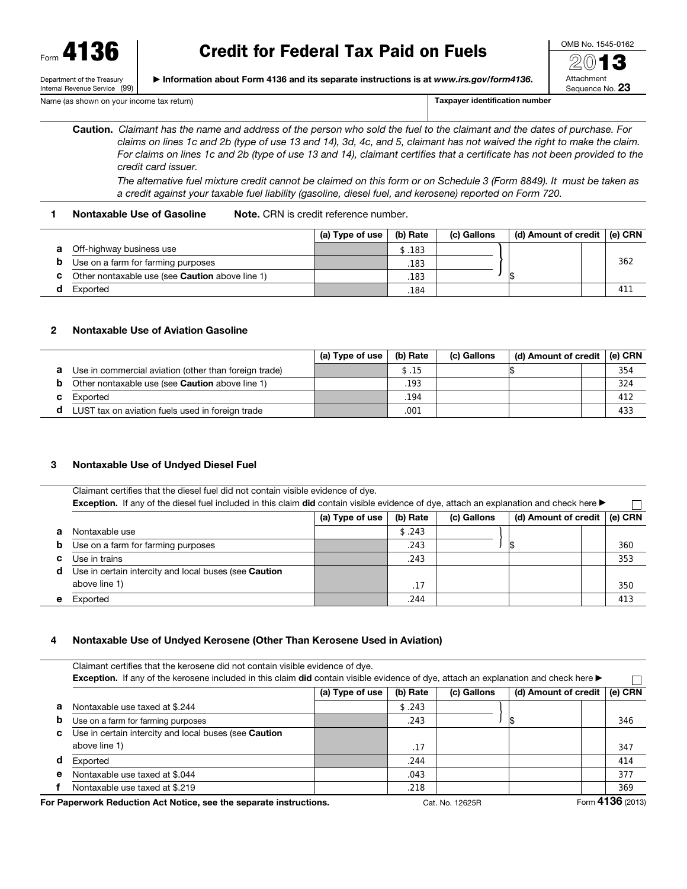Form **4136**

Department of the Treasury
Internal Revenue Service (99)

# Credit for Federal Tax Paid on Fuels

▶ Information about Form 4136 and its separate instructions is at *www.irs.gov/form4136*.

OMB No. 1545-0162

2013

Attachment Sequence No. **23**

Name (as shown on your income tax return) | **Taxpayer identification number**

**Caution.** *Claimant has the name and address of the person who sold the fuel to the claimant and the dates of purchase. For claims on lines 1c and 2b (type of use 13 and 14), 3d, 4c, and 5, claimant has not waived the right to make the claim. For claims on lines 1c and 2b (type of use 13 and 14), claimant certifies that a certificate has not been provided to the credit card issuer.*

*The alternative fuel mixture credit cannot be claimed on this form or on Schedule 3 (Form 8849). It must be taken as a credit against your taxable fuel liability (gasoline, diesel fuel, and kerosene) reported on Form 720.*

## 1 Nontaxable Use of Gasoline

**Note.** CRN is credit reference number.

| | | (a) Type of use | (b) Rate | (c) Gallons | (d) Amount of credit | (e) CRN |
|---|---|---|---|---|---|---|
| **a** | Off-highway business use | | $ .183 | | | |
| **b** | Use on a farm for farming purposes | | .183 | | | 362 |
| **c** | Other nontaxable use (see **Caution** above line 1) | | .183 | | $ | |
| **d** | Exported | | .184 | | | 411 |

## 2 Nontaxable Use of Aviation Gasoline

| | | (a) Type of use | (b) Rate | (c) Gallons | (d) Amount of credit | (e) CRN |
|---|---|---|---|---|---|---|
| **a** | Use in commercial aviation (other than foreign trade) | | $ .15 | | $ | 354 |
| **b** | Other nontaxable use (see **Caution** above line 1) | | .193 | | | 324 |
| **c** | Exported | | .194 | | | 412 |
| **d** | LUST tax on aviation fuels used in foreign trade | | .001 | | | 433 |

## 3 Nontaxable Use of Undyed Diesel Fuel

Claimant certifies that the diesel fuel did not contain visible evidence of dye.

**Exception.** If any of the diesel fuel included in this claim **did** contain visible evidence of dye, attach an explanation and check here ▶ ☐

| | | (a) Type of use | (b) Rate | (c) Gallons | (d) Amount of credit | (e) CRN |
|---|---|---|---|---|---|---|
| **a** | Nontaxable use | | $ .243 | | | |
| **b** | Use on a farm for farming purposes | | .243 | | $ | 360 |
| **c** | Use in trains | | .243 | | | 353 |
| **d** | Use in certain intercity and local buses (see **Caution** above line 1) | | .17 | | | 350 |
| **e** | Exported | | .244 | | | 413 |

## 4 Nontaxable Use of Undyed Kerosene (Other Than Kerosene Used in Aviation)

Claimant certifies that the kerosene did not contain visible evidence of dye.

**Exception.** If any of the kerosene included in this claim **did** contain visible evidence of dye, attach an explanation and check here ▶ ☐

| | | (a) Type of use | (b) Rate | (c) Gallons | (d) Amount of credit | (e) CRN |
|---|---|---|---|---|---|---|
| **a** | Nontaxable use taxed at $.244 | | $ .243 | | | |
| **b** | Use on a farm for farming purposes | | .243 | | $ | 346 |
| **c** | Use in certain intercity and local buses (see **Caution** above line 1) | | .17 | | | 347 |
| **d** | Exported | | .244 | | | 414 |
| **e** | Nontaxable use taxed at $.044 | | .043 | | | 377 |
| **f** | Nontaxable use taxed at $.219 | | .218 | | | 369 |

**For Paperwork Reduction Act Notice, see the separate instructions.** Cat. No. 12625R Form **4136** (2013)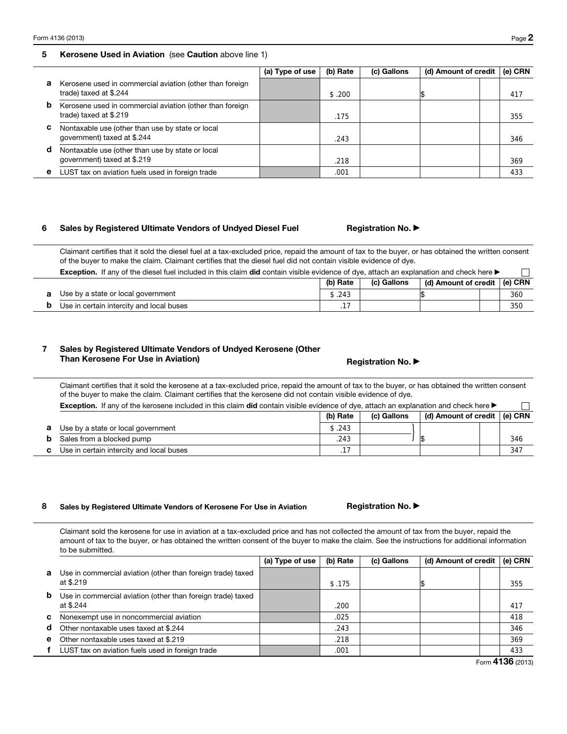## 5 Kerosene Used in Aviation (see **Caution** above line 1)

| | | (a) Type of use | (b) Rate | (c) Gallons | (d) Amount of credit | (e) CRN |
|---|---|---|---|---|---|---|
| **a** | Kerosene used in commercial aviation (other than foreign trade) taxed at $.244 | | $ .200 | | $ | 417 |
| **b** | Kerosene used in commercial aviation (other than foreign trade) taxed at $.219 | | .175 | | | 355 |
| **c** | Nontaxable use (other than use by state or local government) taxed at $.244 | | .243 | | | 346 |
| **d** | Nontaxable use (other than use by state or local government) taxed at $.219 | | .218 | | | 369 |
| **e** | LUST tax on aviation fuels used in foreign trade | | .001 | | | 433 |

## 6 Sales by Registered Ultimate Vendors of Undyed Diesel Fuel

**Registration No.** ▶

Claimant certifies that it sold the diesel fuel at a tax-excluded price, repaid the amount of tax to the buyer, or has obtained the written consent of the buyer to make the claim. Claimant certifies that the diesel fuel did not contain visible evidence of dye.

**Exception.** If any of the diesel fuel included in this claim **did** contain visible evidence of dye, attach an explanation and check here ▶ ☐

| | | (b) Rate | (c) Gallons | (d) Amount of credit | (e) CRN |
|---|---|---|---|---|---|
| **a** | Use by a state or local government | $ .243 | | $ | 360 |
| **b** | Use in certain intercity and local buses | .17 | | | 350 |

## 7 Sales by Registered Ultimate Vendors of Undyed Kerosene (Other Than Kerosene For Use in Aviation)

**Registration No.** ▶

Claimant certifies that it sold the kerosene at a tax-excluded price, repaid the amount of tax to the buyer, or has obtained the written consent of the buyer to make the claim. Claimant certifies that the kerosene did not contain visible evidence of dye.

**Exception.** If any of the kerosene included in this claim **did** contain visible evidence of dye, attach an explanation and check here ▶ ☐

| | | (b) Rate | (c) Gallons | (d) Amount of credit | (e) CRN |
|---|---|---|---|---|---|
| **a** | Use by a state or local government | $ .243 | } | | |
| **b** | Sales from a blocked pump | .243 | } | $ | 346 |
| **c** | Use in certain intercity and local buses | .17 | | | 347 |

## 8 Sales by Registered Ultimate Vendors of Kerosene For Use in Aviation

**Registration No.** ▶

Claimant sold the kerosene for use in aviation at a tax-excluded price and has not collected the amount of tax from the buyer, repaid the amount of tax to the buyer, or has obtained the written consent of the buyer to make the claim. See the instructions for additional information to be submitted.

| | | (a) Type of use | (b) Rate | (c) Gallons | (d) Amount of credit | (e) CRN |
|---|---|---|---|---|---|---|
| **a** | Use in commercial aviation (other than foreign trade) taxed at $.219 | | $ .175 | | $ | 355 |
| **b** | Use in commercial aviation (other than foreign trade) taxed at $.244 | | .200 | | | 417 |
| **c** | Nonexempt use in noncommercial aviation | | .025 | | | 418 |
| **d** | Other nontaxable uses taxed at $.244 | | .243 | | | 346 |
| **e** | Other nontaxable uses taxed at $.219 | | .218 | | | 369 |
| **f** | LUST tax on aviation fuels used in foreign trade | | .001 | | | 433 |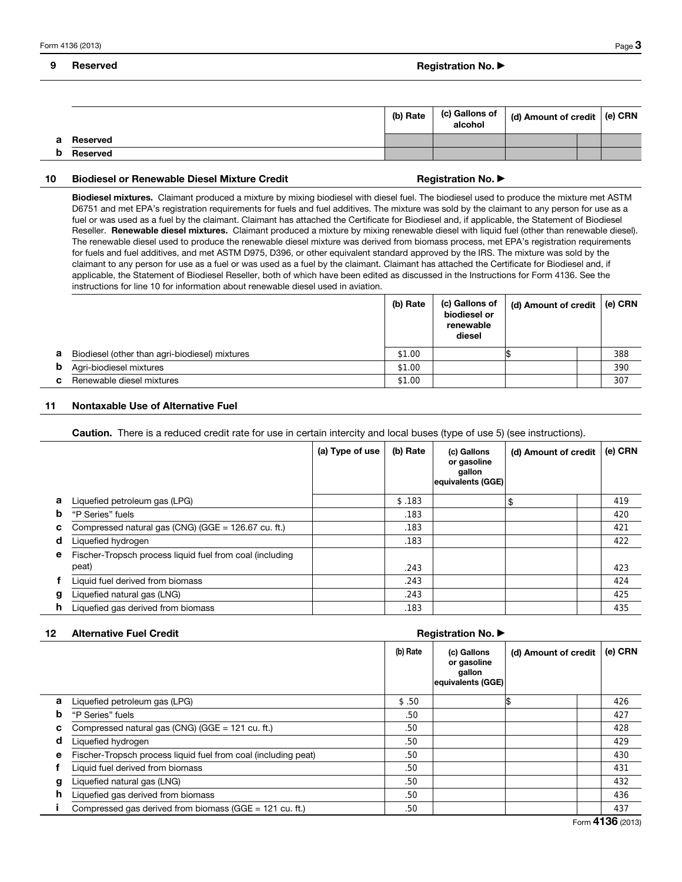## 9 Reserved

**Registration No. ▶**

| | | (b) Rate | (c) Gallons of alcohol | (d) Amount of credit | (e) CRN |
|---|---|---|---|---|---|
| **a** | Reserved | | | | |
| **b** | Reserved | | | | |

## 10 Biodiesel or Renewable Diesel Mixture Credit

**Registration No. ▶**

**Biodiesel mixtures.** Claimant produced a mixture by mixing biodiesel with diesel fuel. The biodiesel used to produce the mixture met ASTM D6751 and met EPA's registration requirements for fuels and fuel additives. The mixture was sold by the claimant to any person for use as a fuel or was used as a fuel by the claimant. Claimant has attached the Certificate for Biodiesel and, if applicable, the Statement of Biodiesel Reseller. **Renewable diesel mixtures.** Claimant produced a mixture by mixing renewable diesel with liquid fuel (other than renewable diesel). The renewable diesel used to produce the renewable diesel mixture was derived from biomass process, met EPA's registration requirements for fuels and fuel additives, and met ASTM D975, D396, or other equivalent standard approved by the IRS. The mixture was sold by the claimant to any person for use as a fuel or was used as a fuel by the claimant. Claimant has attached the Certificate for Biodiesel and, if applicable, the Statement of Biodiesel Reseller, both of which have been edited as discussed in the Instructions for Form 4136. See the instructions for line 10 for information about renewable diesel used in aviation.

| | | (b) Rate | (c) Gallons of biodiesel or renewable diesel | (d) Amount of credit | (e) CRN |
|---|---|---|---|---|---|
| **a** | Biodiesel (other than agri-biodiesel) mixtures | $1.00 | | $ | 388 |
| **b** | Agri-biodiesel mixtures | $1.00 | | | 390 |
| **c** | Renewable diesel mixtures | $1.00 | | | 307 |

## 11 Nontaxable Use of Alternative Fuel

**Caution.** There is a reduced credit rate for use in certain intercity and local buses (type of use 5) (see instructions).

| | | (a) Type of use | (b) Rate | (c) Gallons or gasoline gallon equivalents (GGE) | (d) Amount of credit | (e) CRN |
|---|---|---|---|---|---|---|
| **a** | Liquefied petroleum gas (LPG) | | $ .183 | | $ | 419 |
| **b** | "P Series" fuels | | .183 | | | 420 |
| **c** | Compressed natural gas (CNG) (GGE = 126.67 cu. ft.) | | .183 | | | 421 |
| **d** | Liquefied hydrogen | | .183 | | | 422 |
| **e** | Fischer-Tropsch process liquid fuel from coal (including peat) | | .243 | | | 423 |
| **f** | Liquid fuel derived from biomass | | .243 | | | 424 |
| **g** | Liquefied natural gas (LNG) | | .243 | | | 425 |
| **h** | Liquefied gas derived from biomass | | .183 | | | 435 |

## 12 Alternative Fuel Credit

**Registration No. ▶**

| | | (b) Rate | (c) Gallons or gasoline gallon equivalents (GGE) | (d) Amount of credit | (e) CRN |
|---|---|---|---|---|---|
| **a** | Liquefied petroleum gas (LPG) | $ .50 | | $ | 426 |
| **b** | "P Series" fuels | .50 | | | 427 |
| **c** | Compressed natural gas (CNG) (GGE = 121 cu. ft.) | .50 | | | 428 |
| **d** | Liquefied hydrogen | .50 | | | 429 |
| **e** | Fischer-Tropsch process liquid fuel from coal (including peat) | .50 | | | 430 |
| **f** | Liquid fuel derived from biomass | .50 | | | 431 |
| **g** | Liquefied natural gas (LNG) | .50 | | | 432 |
| **h** | Liquefied gas derived from biomass | .50 | | | 436 |
| **i** | Compressed gas derived from biomass (GGE = 121 cu. ft.) | .50 | | | 437 |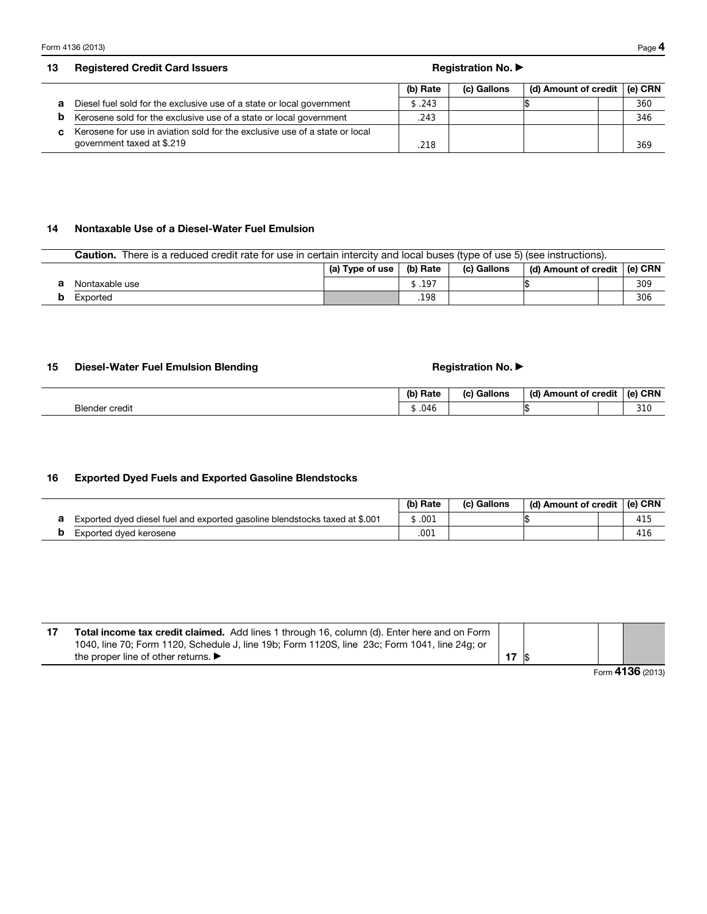## 13 Registered Credit Card Issuers

**Registration No. ▶**

| | | (b) Rate | (c) Gallons | (d) Amount of credit | | (e) CRN |
|---|---|---|---|---|---|---|
| **a** | Diesel fuel sold for the exclusive use of a state or local government | $ .243 | | $ | | 360 |
| **b** | Kerosene sold for the exclusive use of a state or local government | .243 | | | | 346 |
| **c** | Kerosene for use in aviation sold for the exclusive use of a state or local government taxed at $.219 | .218 | | | | 369 |

## 14 Nontaxable Use of a Diesel-Water Fuel Emulsion

**Caution.** There is a reduced credit rate for use in certain intercity and local buses (type of use 5) (see instructions).

| | | (a) Type of use | (b) Rate | (c) Gallons | (d) Amount of credit | | (e) CRN |
|---|---|---|---|---|---|---|---|
| **a** | Nontaxable use | | $ .197 | | $ | | 309 |
| **b** | Exported | | .198 | | | | 306 |

## 15 Diesel-Water Fuel Emulsion Blending

**Registration No. ▶**

| | (b) Rate | (c) Gallons | (d) Amount of credit | | (e) CRN |
|---|---|---|---|---|---|
| Blender credit | $ .046 | | $ | | 310 |

## 16 Exported Dyed Fuels and Exported Gasoline Blendstocks

| | | (b) Rate | (c) Gallons | (d) Amount of credit | | (e) CRN |
|---|---|---|---|---|---|---|
| **a** | Exported dyed diesel fuel and exported gasoline blendstocks taxed at $.001 | $ .001 | | $ | | 415 |
| **b** | Exported dyed kerosene | .001 | | | | 416 |

| | | | | | |
|---|---|---|---|---|---|
| **17** | **Total income tax credit claimed.** Add lines 1 through 16, column (d). Enter here and on Form 1040, line 70; Form 1120, Schedule J, line 19b; Form 1120S, line 23c; Form 1041, line 24g; or the proper line of other returns. ▶ | **17** | $ | | |

Form **4136** (2013)